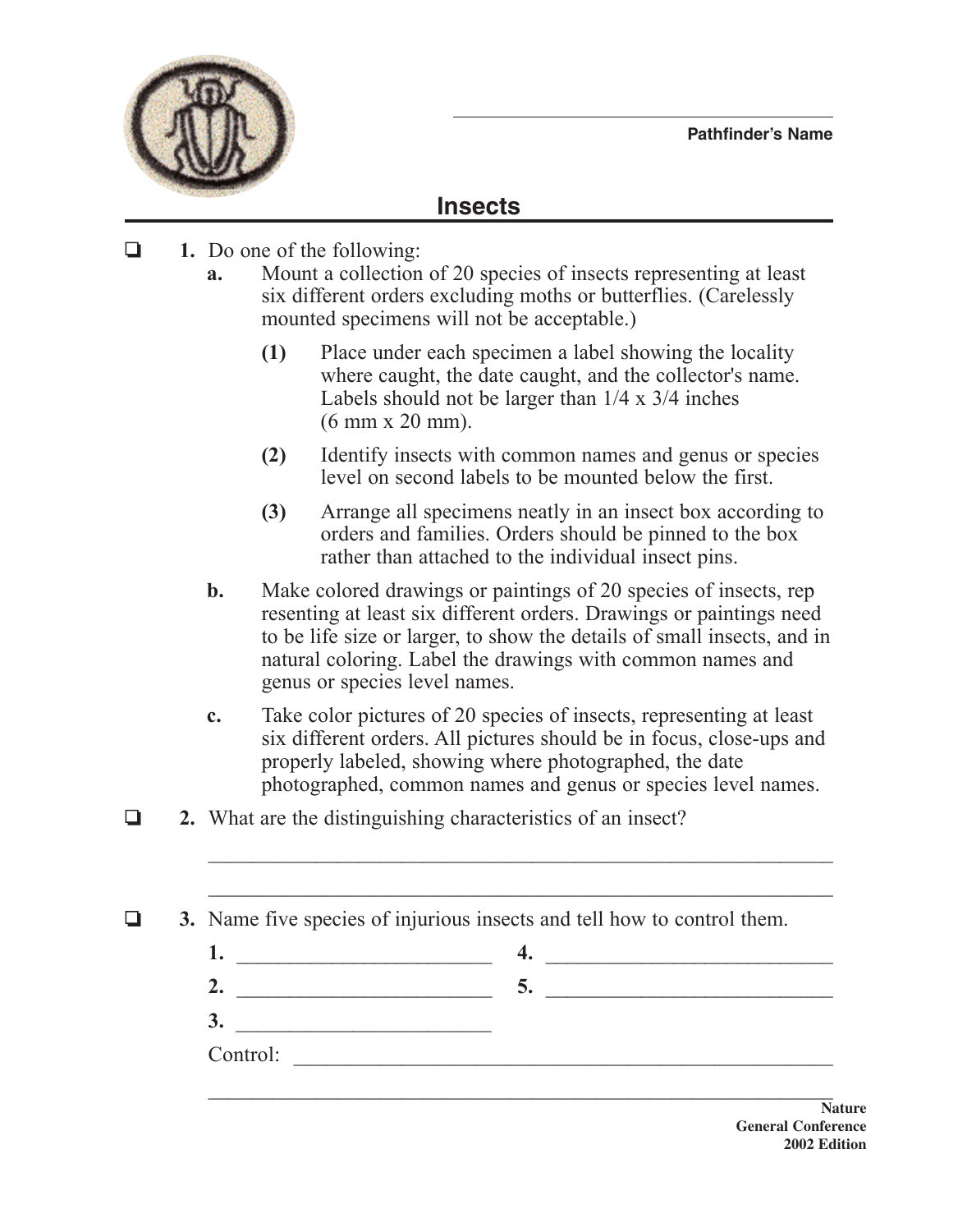Pathfinder's Name

# Insects

- [ ] **1.** Do one of the following:
  - **a.** Mount a collection of 20 species of insects representing at least six different orders excluding moths or butterflies. (Carelessly mounted specimens will not be acceptable.)
    - **(1)** Place under each specimen a label showing the locality where caught, the date caught, and the collector's name. Labels should not be larger than 1/4 x 3/4 inches (6 mm x 20 mm).
    - **(2)** Identify insects with common names and genus or species level on second labels to be mounted below the first.
    - **(3)** Arrange all specimens neatly in an insect box according to orders and families. Orders should be pinned to the box rather than attached to the individual insect pins.
  - **b.** Make colored drawings or paintings of 20 species of insects, rep resenting at least six different orders. Drawings or paintings need to be life size or larger, to show the details of small insects, and in natural coloring. Label the drawings with common names and genus or species level names.
  - **c.** Take color pictures of 20 species of insects, representing at least six different orders. All pictures should be in focus, close-ups and properly labeled, showing where photographed, the date photographed, common names and genus or species level names.

- [ ] **2.** What are the distinguishing characteristics of an insect?

  ______________________________________________________________

  ______________________________________________________________

- [ ] **3.** Name five species of injurious insects and tell how to control them.

  **1.** ________________________ **4.** ________________________

  **2.** ________________________ **5.** ________________________

  **3.** ________________________

  Control: ______________________________________________________

  ______________________________________________________________

**Nature**
**General Conference**
**2002 Edition**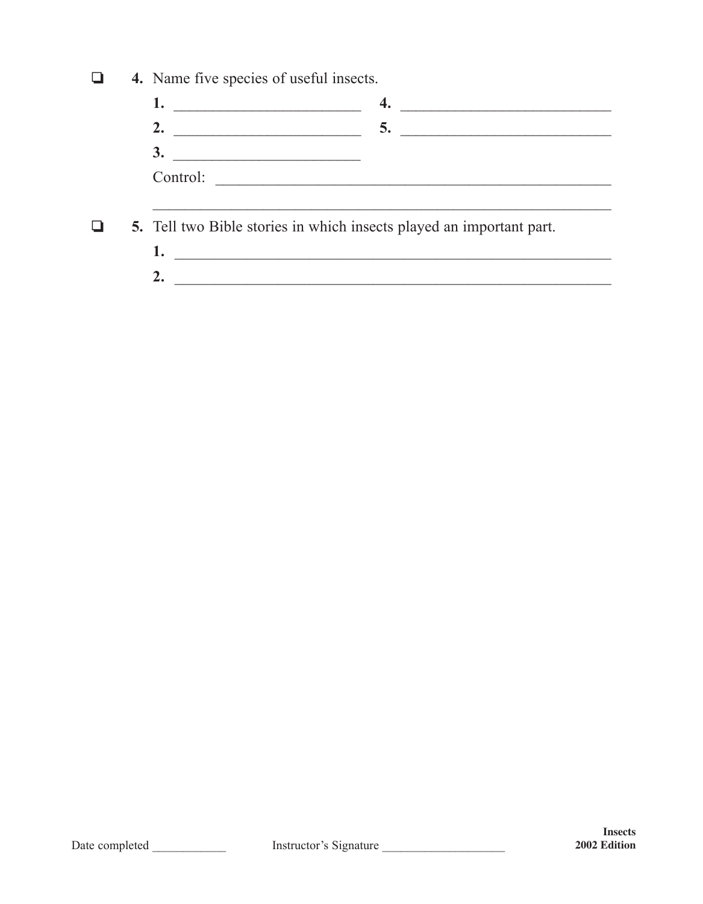- [ ] **4.** Name five species of useful insects.

   **1.** ________________________ **4.** ___________________________

   **2.** ________________________ **5.** ___________________________

   **3.** ________________________

   Control: ________________________________________________

   ______________________________________________________________

- [ ] **5.** Tell two Bible stories in which insects played an important part.

   **1.** ______________________________________________________

   **2.** ______________________________________________________

Date completed ____________ Instructor's Signature ____________________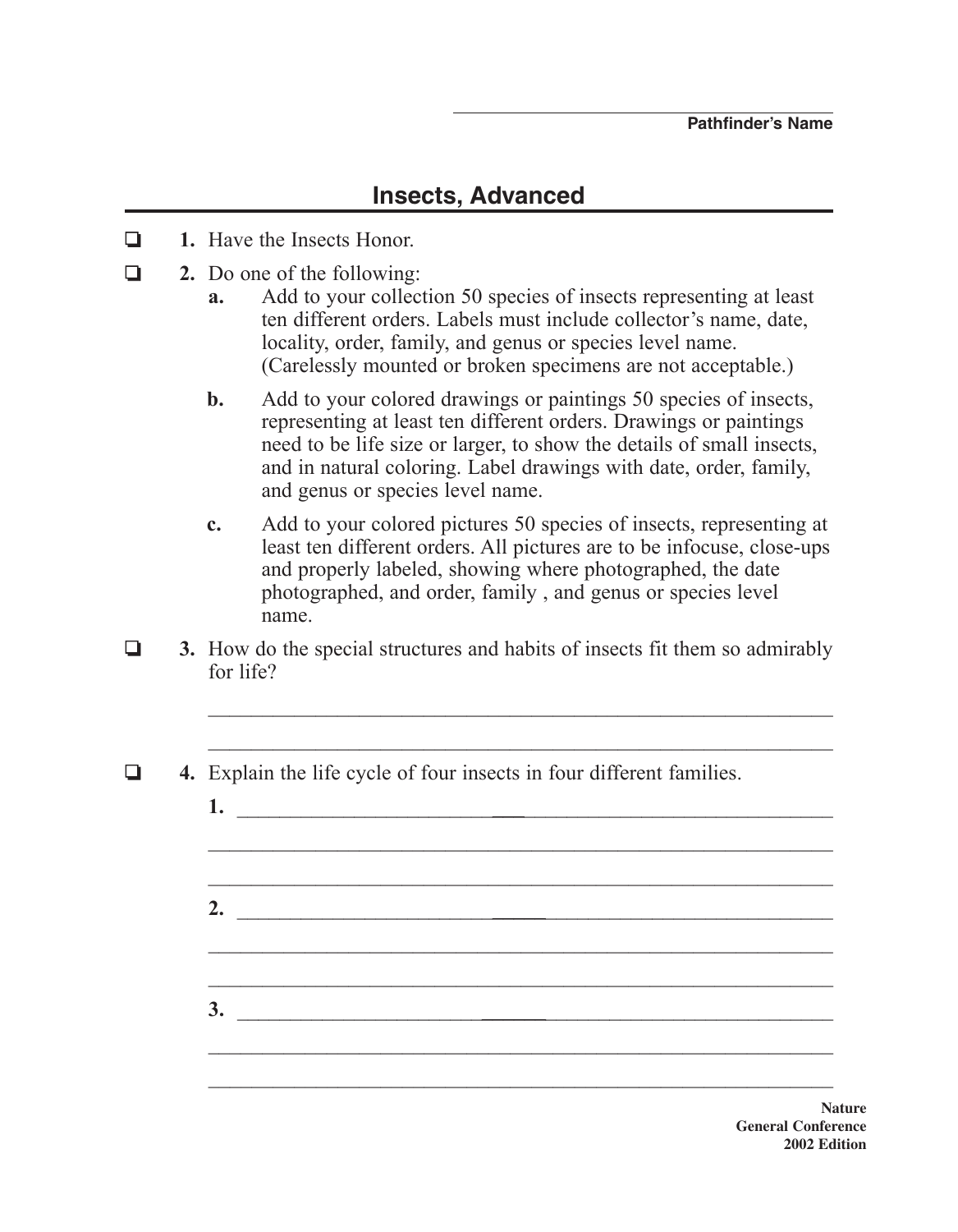Pathfinder's Name

# Insects, Advanced

- ❏ **1.** Have the Insects Honor.
- ❏ **2.** Do one of the following:
  - **a.** Add to your collection 50 species of insects representing at least ten different orders. Labels must include collector's name, date, locality, order, family, and genus or species level name. (Carelessly mounted or broken specimens are not acceptable.)
  - **b.** Add to your colored drawings or paintings 50 species of insects, representing at least ten different orders. Drawings or paintings need to be life size or larger, to show the details of small insects, and in natural coloring. Label drawings with date, order, family, and genus or species level name.
  - **c.** Add to your colored pictures 50 species of insects, representing at least ten different orders. All pictures are to be infocuse, close-ups and properly labeled, showing where photographed, the date photographed, and order, family , and genus or species level name.
- ❏ **3.** How do the special structures and habits of insects fit them so admirably for life?

  ____________________________________________________________

  ____________________________________________________________

- ❏ **4.** Explain the life cycle of four insects in four different families.

  **1.** ____________________________________________________________

  ____________________________________________________________

  ____________________________________________________________

  **2.** ____________________________________________________________

  ____________________________________________________________

  ____________________________________________________________

  **3.** ____________________________________________________________

  ____________________________________________________________

  ____________________________________________________________

Nature
General Conference
2002 Edition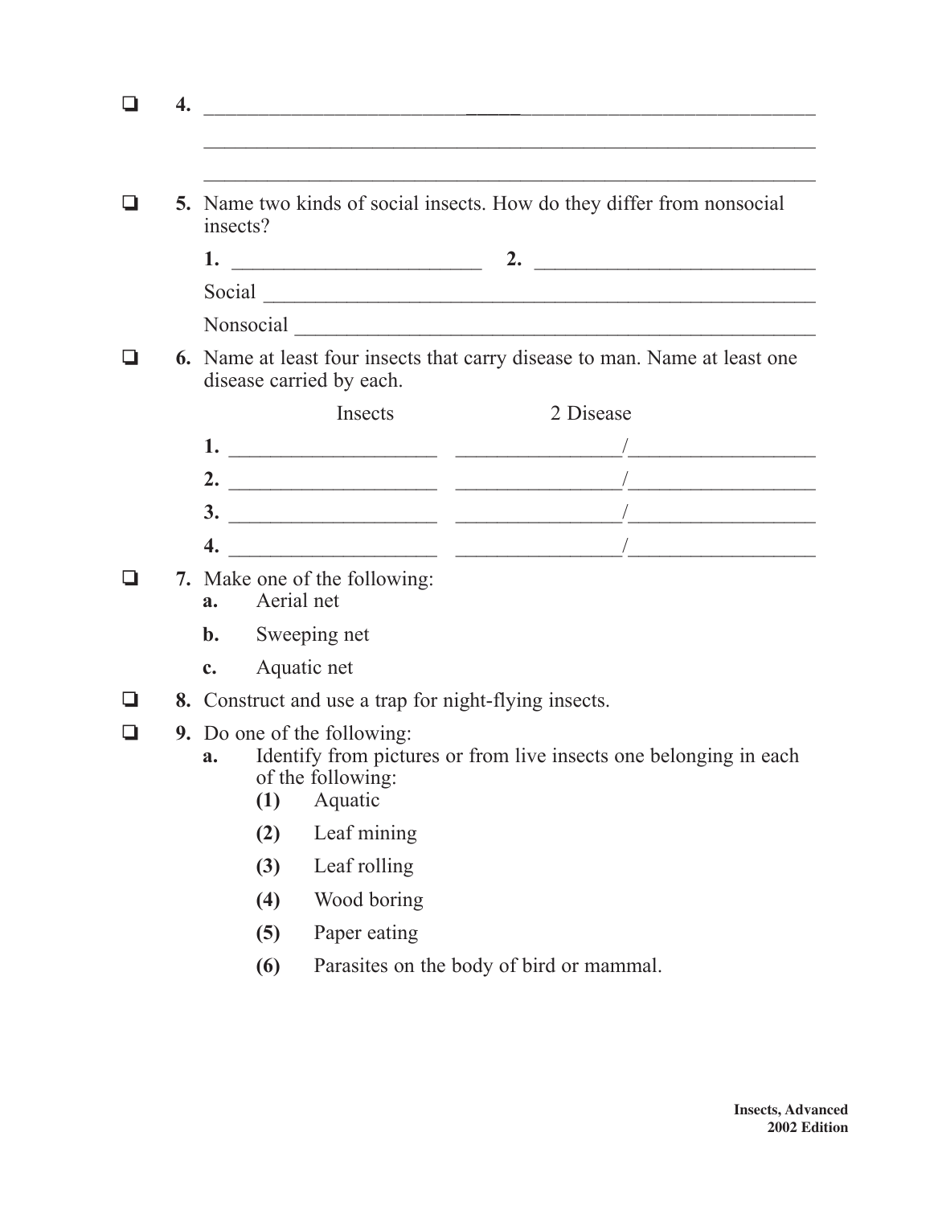❑ **4.** ________________________________________________________________

________________________________________________________________

________________________________________________________________

❑ **5.** Name two kinds of social insects. How do they differ from nonsocial insects?

**1.** ________________________ **2.** ________________________

Social ________________________________________________________

Nonsocial _____________________________________________________

❑ **6.** Name at least four insects that carry disease to man. Name at least one disease carried by each.

| | Insects | 2 Disease |
|---|---|---|
| **1.** | ____________________ | ________________/________________ |
| **2.** | ____________________ | ________________/________________ |
| **3.** | ____________________ | ________________/________________ |
| **4.** | ____________________ | ________________/________________ |

❑ **7.** Make one of the following:
- **a.** Aerial net
- **b.** Sweeping net
- **c.** Aquatic net

❑ **8.** Construct and use a trap for night-flying insects.

❑ **9.** Do one of the following:
- **a.** Identify from pictures or from live insects one belonging in each of the following:
  - **(1)** Aquatic
  - **(2)** Leaf mining
  - **(3)** Leaf rolling
  - **(4)** Wood boring
  - **(5)** Paper eating
  - **(6)** Parasites on the body of bird or mammal.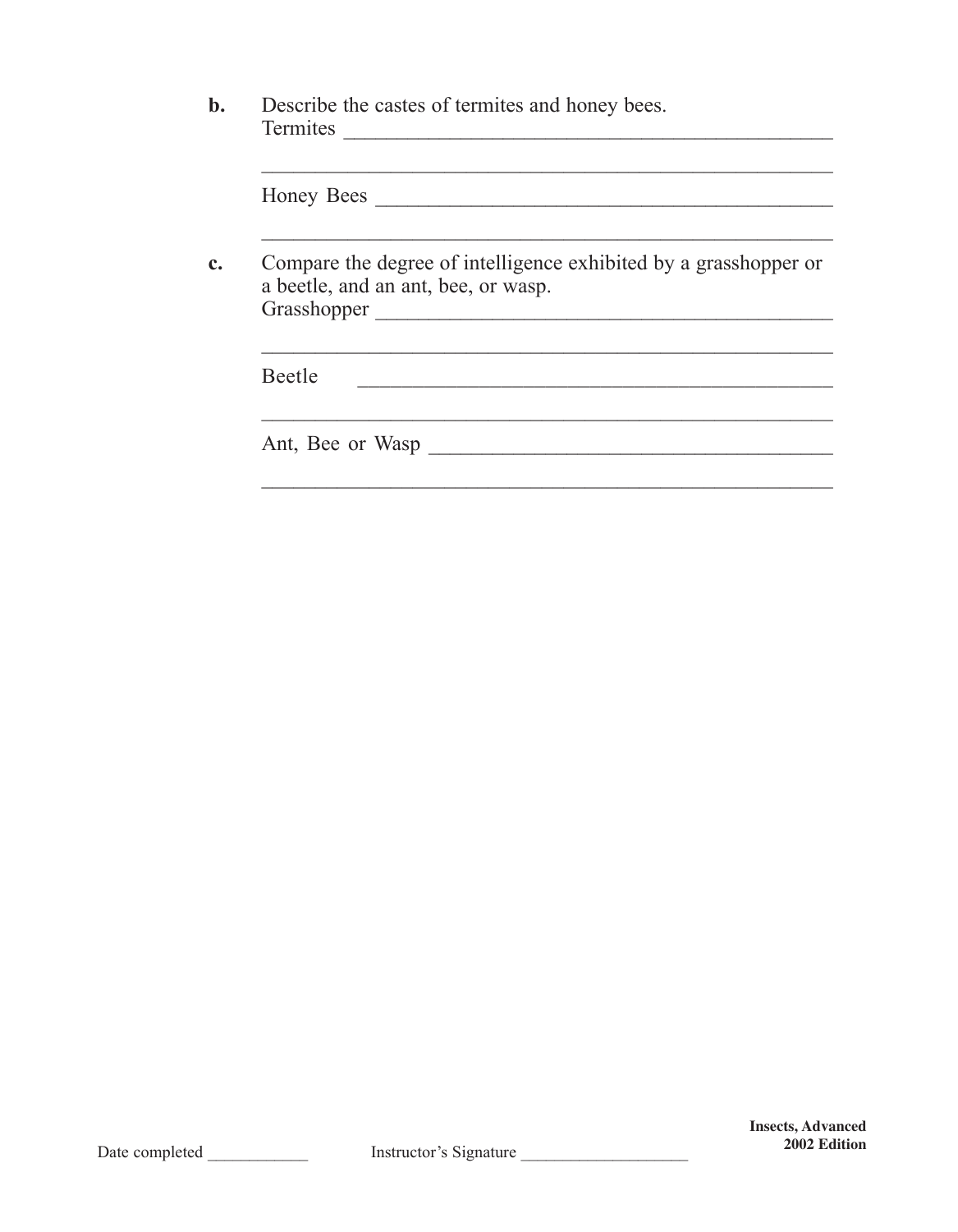**b.** Describe the castes of termites and honey bees.

Termites ______________________________________________

______________________________________________________

Honey Bees ____________________________________________

______________________________________________________

**c.** Compare the degree of intelligence exhibited by a grasshopper or a beetle, and an ant, bee, or wasp.

Grasshopper ___________________________________________

______________________________________________________

Beetle ________________________________________________

______________________________________________________

Ant, Bee or Wasp _______________________________________

______________________________________________________

Date completed ____________ Instructor's Signature ____________________

**Insects, Advanced**
**2002 Edition**